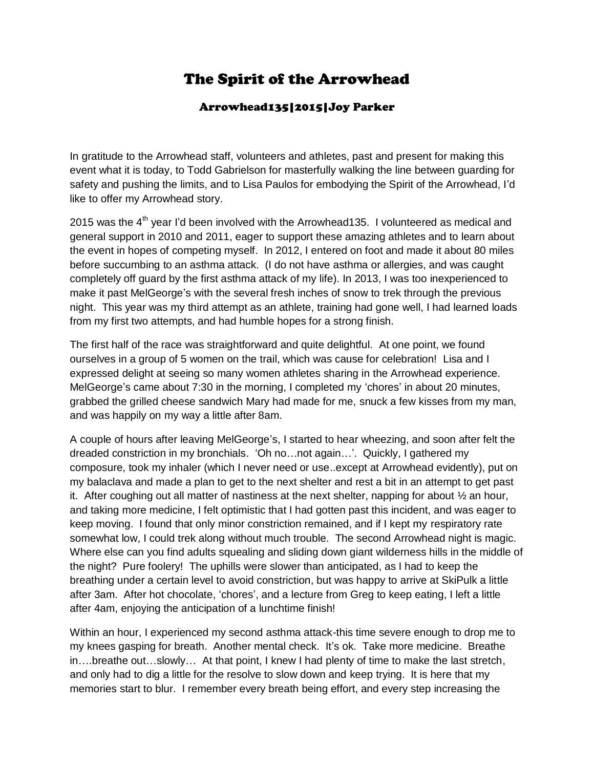# The Spirit of the Arrowhead

## Arrowhead135|2015|Joy Parker

In gratitude to the Arrowhead staff, volunteers and athletes, past and present for making this event what it is today, to Todd Gabrielson for masterfully walking the line between guarding for safety and pushing the limits, and to Lisa Paulos for embodying the Spirit of the Arrowhead, I'd like to offer my Arrowhead story.

2015 was the 4th year I'd been involved with the Arrowhead135. I volunteered as medical and general support in 2010 and 2011, eager to support these amazing athletes and to learn about the event in hopes of competing myself. In 2012, I entered on foot and made it about 80 miles before succumbing to an asthma attack. (I do not have asthma or allergies, and was caught completely off guard by the first asthma attack of my life). In 2013, I was too inexperienced to make it past MelGeorge's with the several fresh inches of snow to trek through the previous night. This year was my third attempt as an athlete, training had gone well, I had learned loads from my first two attempts, and had humble hopes for a strong finish.

The first half of the race was straightforward and quite delightful. At one point, we found ourselves in a group of 5 women on the trail, which was cause for celebration! Lisa and I expressed delight at seeing so many women athletes sharing in the Arrowhead experience. MelGeorge's came about 7:30 in the morning, I completed my 'chores' in about 20 minutes, grabbed the grilled cheese sandwich Mary had made for me, snuck a few kisses from my man, and was happily on my way a little after 8am.

A couple of hours after leaving MelGeorge's, I started to hear wheezing, and soon after felt the dreaded constriction in my bronchials. 'Oh no…not again…'. Quickly, I gathered my composure, took my inhaler (which I never need or use..except at Arrowhead evidently), put on my balaclava and made a plan to get to the next shelter and rest a bit in an attempt to get past it. After coughing out all matter of nastiness at the next shelter, napping for about ½ an hour, and taking more medicine, I felt optimistic that I had gotten past this incident, and was eager to keep moving. I found that only minor constriction remained, and if I kept my respiratory rate somewhat low, I could trek along without much trouble. The second Arrowhead night is magic. Where else can you find adults squealing and sliding down giant wilderness hills in the middle of the night? Pure foolery! The uphills were slower than anticipated, as I had to keep the breathing under a certain level to avoid constriction, but was happy to arrive at SkiPulk a little after 3am. After hot chocolate, 'chores', and a lecture from Greg to keep eating, I left a little after 4am, enjoying the anticipation of a lunchtime finish!

Within an hour, I experienced my second asthma attack-this time severe enough to drop me to my knees gasping for breath. Another mental check. It's ok. Take more medicine. Breathe in….breathe out…slowly… At that point, I knew I had plenty of time to make the last stretch, and only had to dig a little for the resolve to slow down and keep trying. It is here that my memories start to blur. I remember every breath being effort, and every step increasing the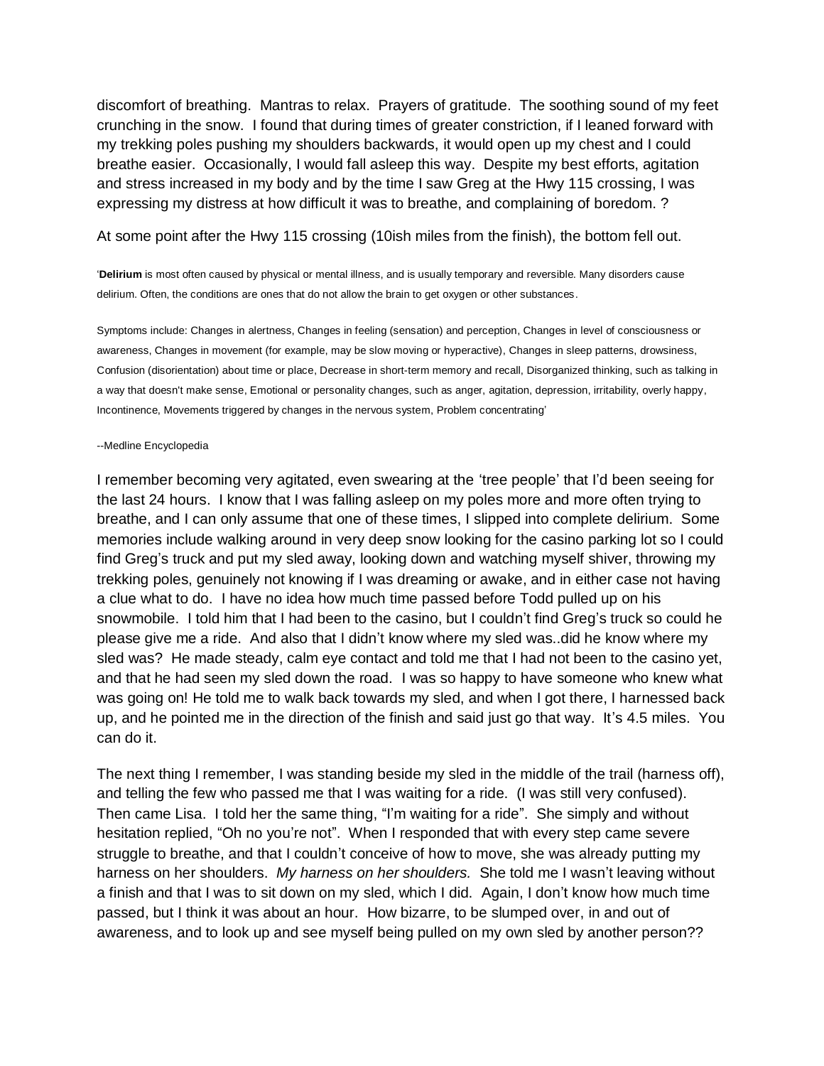discomfort of breathing. Mantras to relax. Prayers of gratitude. The soothing sound of my feet crunching in the snow. I found that during times of greater constriction, if I leaned forward with my trekking poles pushing my shoulders backwards, it would open up my chest and I could breathe easier. Occasionally, I would fall asleep this way. Despite my best efforts, agitation and stress increased in my body and by the time I saw Greg at the Hwy 115 crossing, I was expressing my distress at how difficult it was to breathe, and complaining of boredom. ?

At some point after the Hwy 115 crossing (10ish miles from the finish), the bottom fell out.

'**Delirium** is most often caused by physical or mental illness, and is usually temporary and reversible. Many disorders cause delirium. Often, the conditions are ones that do not allow the brain to get oxygen or other substances.

Symptoms include: Changes in alertness, Changes in feeling (sensation) and perception, Changes in level of consciousness or awareness, Changes in movement (for example, may be slow moving or hyperactive), Changes in sleep patterns, drowsiness, Confusion (disorientation) about time or place, Decrease in short-term memory and recall, Disorganized thinking, such as talking in a way that doesn't make sense, Emotional or personality changes, such as anger, agitation, depression, irritability, overly happy, Incontinence, Movements triggered by changes in the nervous system, Problem concentrating'

--Medline Encyclopedia

I remember becoming very agitated, even swearing at the 'tree people' that I'd been seeing for the last 24 hours. I know that I was falling asleep on my poles more and more often trying to breathe, and I can only assume that one of these times, I slipped into complete delirium. Some memories include walking around in very deep snow looking for the casino parking lot so I could find Greg's truck and put my sled away, looking down and watching myself shiver, throwing my trekking poles, genuinely not knowing if I was dreaming or awake, and in either case not having a clue what to do. I have no idea how much time passed before Todd pulled up on his snowmobile. I told him that I had been to the casino, but I couldn't find Greg's truck so could he please give me a ride. And also that I didn't know where my sled was..did he know where my sled was? He made steady, calm eye contact and told me that I had not been to the casino yet, and that he had seen my sled down the road. I was so happy to have someone who knew what was going on! He told me to walk back towards my sled, and when I got there, I harnessed back up, and he pointed me in the direction of the finish and said just go that way. It's 4.5 miles. You can do it.

The next thing I remember, I was standing beside my sled in the middle of the trail (harness off), and telling the few who passed me that I was waiting for a ride. (I was still very confused). Then came Lisa. I told her the same thing, "I'm waiting for a ride". She simply and without hesitation replied, "Oh no you're not". When I responded that with every step came severe struggle to breathe, and that I couldn't conceive of how to move, she was already putting my harness on her shoulders. *My harness on her shoulders.* She told me I wasn't leaving without a finish and that I was to sit down on my sled, which I did. Again, I don't know how much time passed, but I think it was about an hour. How bizarre, to be slumped over, in and out of awareness, and to look up and see myself being pulled on my own sled by another person??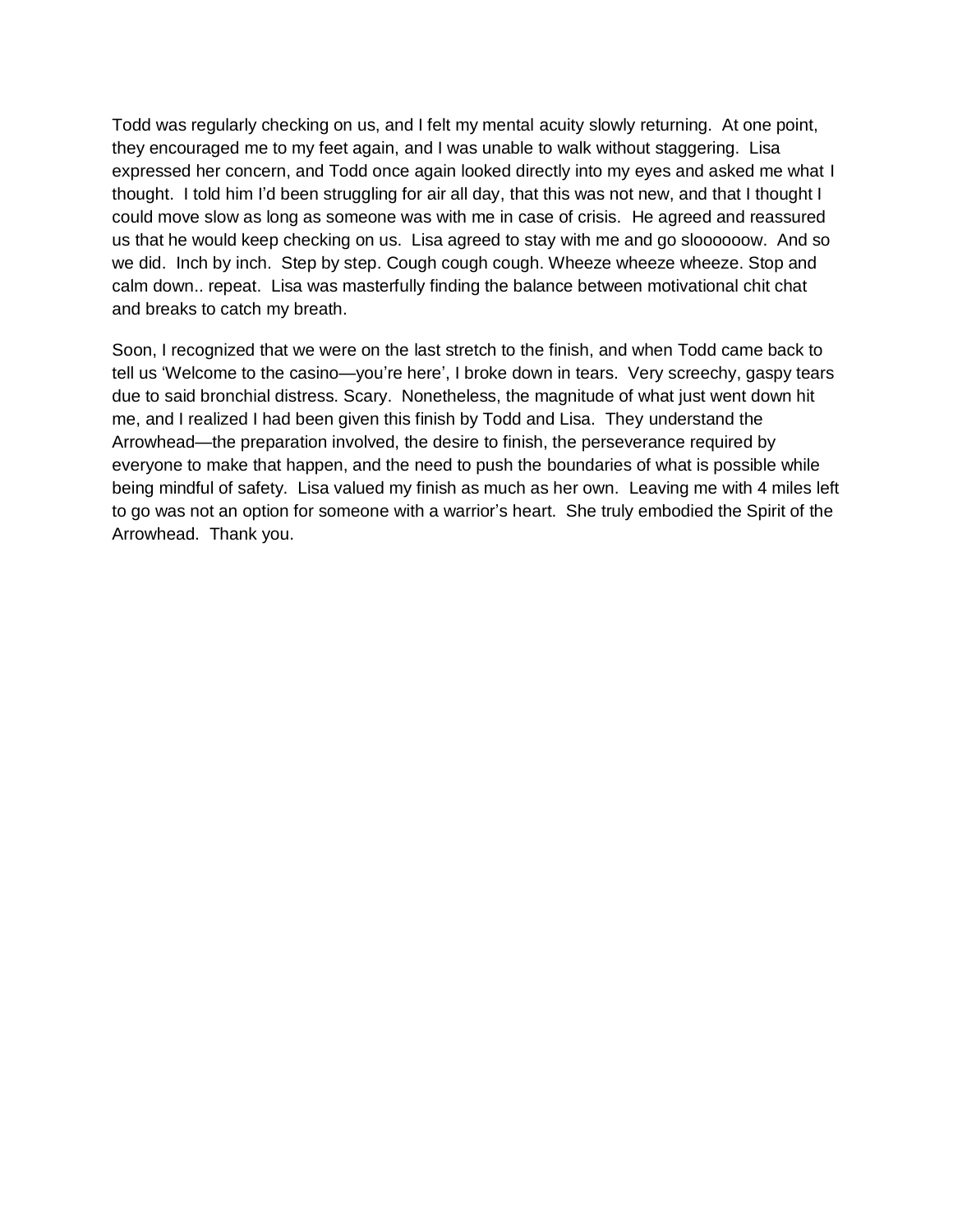Todd was regularly checking on us, and I felt my mental acuity slowly returning. At one point, they encouraged me to my feet again, and I was unable to walk without staggering. Lisa expressed her concern, and Todd once again looked directly into my eyes and asked me what I thought. I told him I'd been struggling for air all day, that this was not new, and that I thought I could move slow as long as someone was with me in case of crisis. He agreed and reassured us that he would keep checking on us. Lisa agreed to stay with me and go sloooooow. And so we did. Inch by inch. Step by step. Cough cough cough. Wheeze wheeze wheeze. Stop and calm down.. repeat. Lisa was masterfully finding the balance between motivational chit chat and breaks to catch my breath.

Soon, I recognized that we were on the last stretch to the finish, and when Todd came back to tell us 'Welcome to the casino—you're here', I broke down in tears. Very screechy, gaspy tears due to said bronchial distress. Scary. Nonetheless, the magnitude of what just went down hit me, and I realized I had been given this finish by Todd and Lisa. They understand the Arrowhead—the preparation involved, the desire to finish, the perseverance required by everyone to make that happen, and the need to push the boundaries of what is possible while being mindful of safety. Lisa valued my finish as much as her own. Leaving me with 4 miles left to go was not an option for someone with a warrior's heart. She truly embodied the Spirit of the Arrowhead. Thank you.